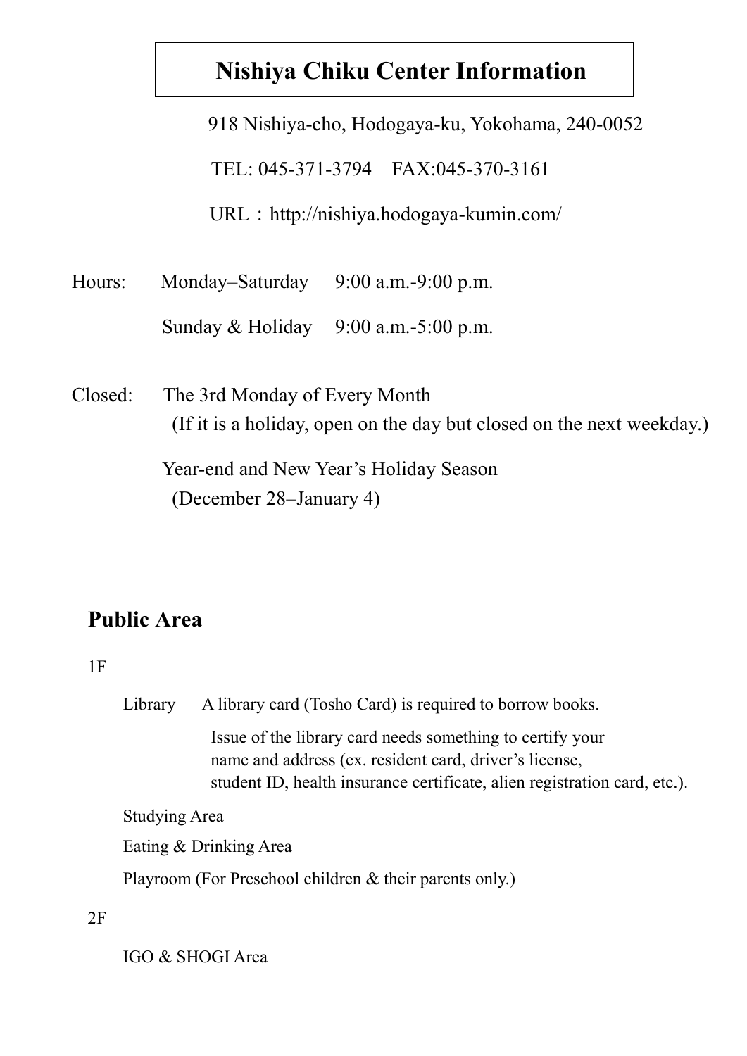# Nishiya Chiku Center Information

918 Nishiya-cho, Hodogaya-ku, Yokohama, 240-0052

TEL: 045-371-3794　FAX:045-370-3161

URL：http://nishiya.hodogaya-kumin.com/

Hours:　Monday–Saturday　9:00 a.m.-9:00 p.m.

　　　　Sunday & Holiday　9:00 a.m.-5:00 p.m.

Closed:　The 3rd Monday of Every Month
　(If it is a holiday, open on the day but closed on the next weekday.)

　Year-end and New Year's Holiday Season
　(December 28–January 4)

## Public Area

1F

Library　A library card (Tosho Card) is required to borrow books.

Issue of the library card needs something to certify your name and address (ex. resident card, driver's license, student ID, health insurance certificate, alien registration card, etc.).

Studying Area

Eating & Drinking Area

Playroom (For Preschool children & their parents only.)

2F

IGO & SHOGI Area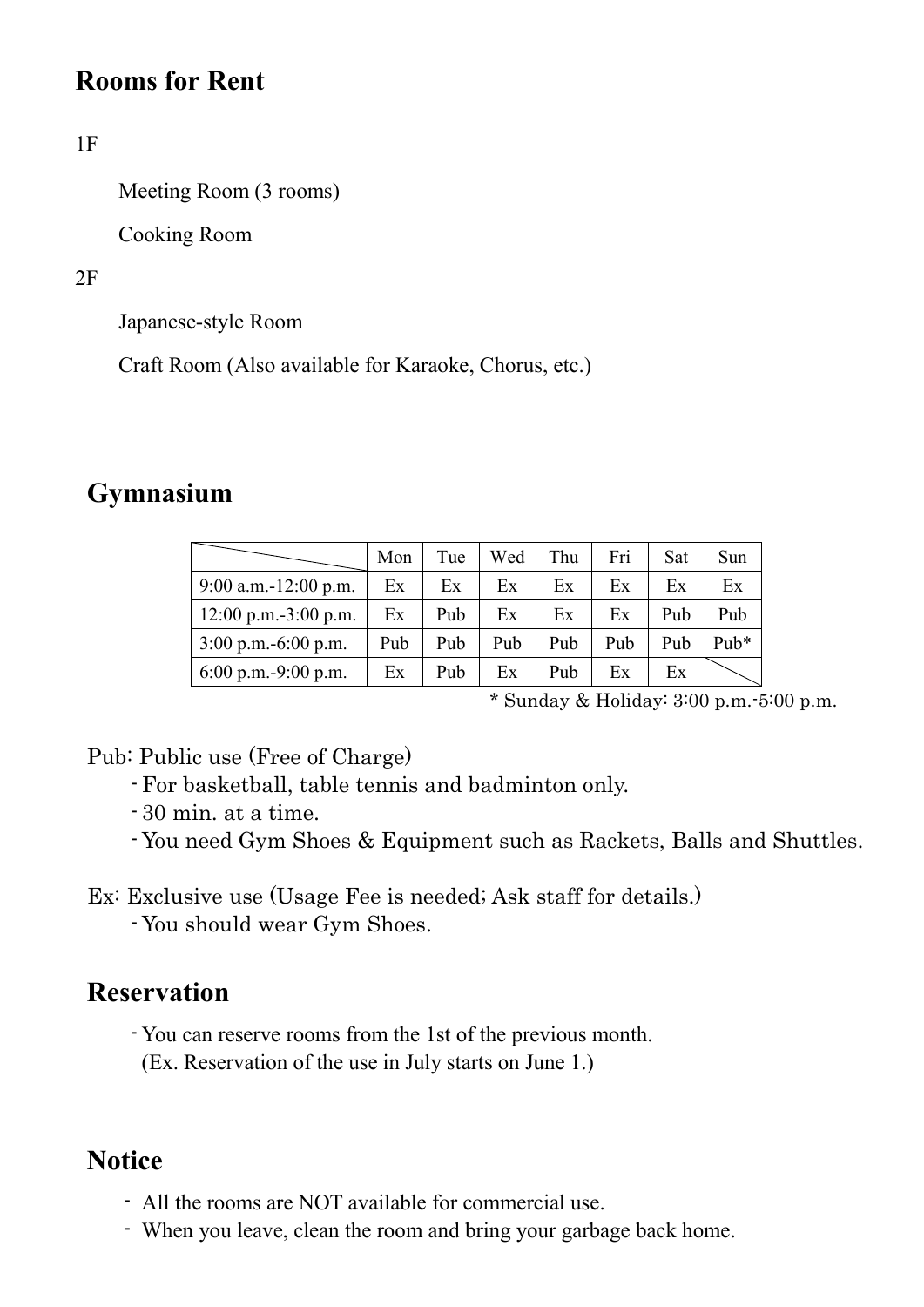# Rooms for Rent

1F

Meeting Room (3 rooms)

Cooking Room

2F

Japanese-style Room

Craft Room (Also available for Karaoke, Chorus, etc.)

# Gymnasium

| | Mon | Tue | Wed | Thu | Fri | Sat | Sun |
|---|---|---|---|---|---|---|---|
| 9:00 a.m.-12:00 p.m. | Ex | Ex | Ex | Ex | Ex | Ex | Ex |
| 12:00 p.m.-3:00 p.m. | Ex | Pub | Ex | Ex | Ex | Pub | Pub |
| 3:00 p.m.-6:00 p.m. | Pub | Pub | Pub | Pub | Pub | Pub | Pub* |
| 6:00 p.m.-9:00 p.m. | Ex | Pub | Ex | Pub | Ex | Ex | |

\* Sunday & Holiday: 3:00 p.m.-5:00 p.m.

Pub: Public use (Free of Charge)

- For basketball, table tennis and badminton only.
- 30 min. at a time.
- You need Gym Shoes & Equipment such as Rackets, Balls and Shuttles.

Ex: Exclusive use (Usage Fee is needed; Ask staff for details.)

- You should wear Gym Shoes.

# Reservation

- You can reserve rooms from the 1st of the previous month.
  (Ex. Reservation of the use in July starts on June 1.)

# Notice

- All the rooms are NOT available for commercial use.
- When you leave, clean the room and bring your garbage back home.